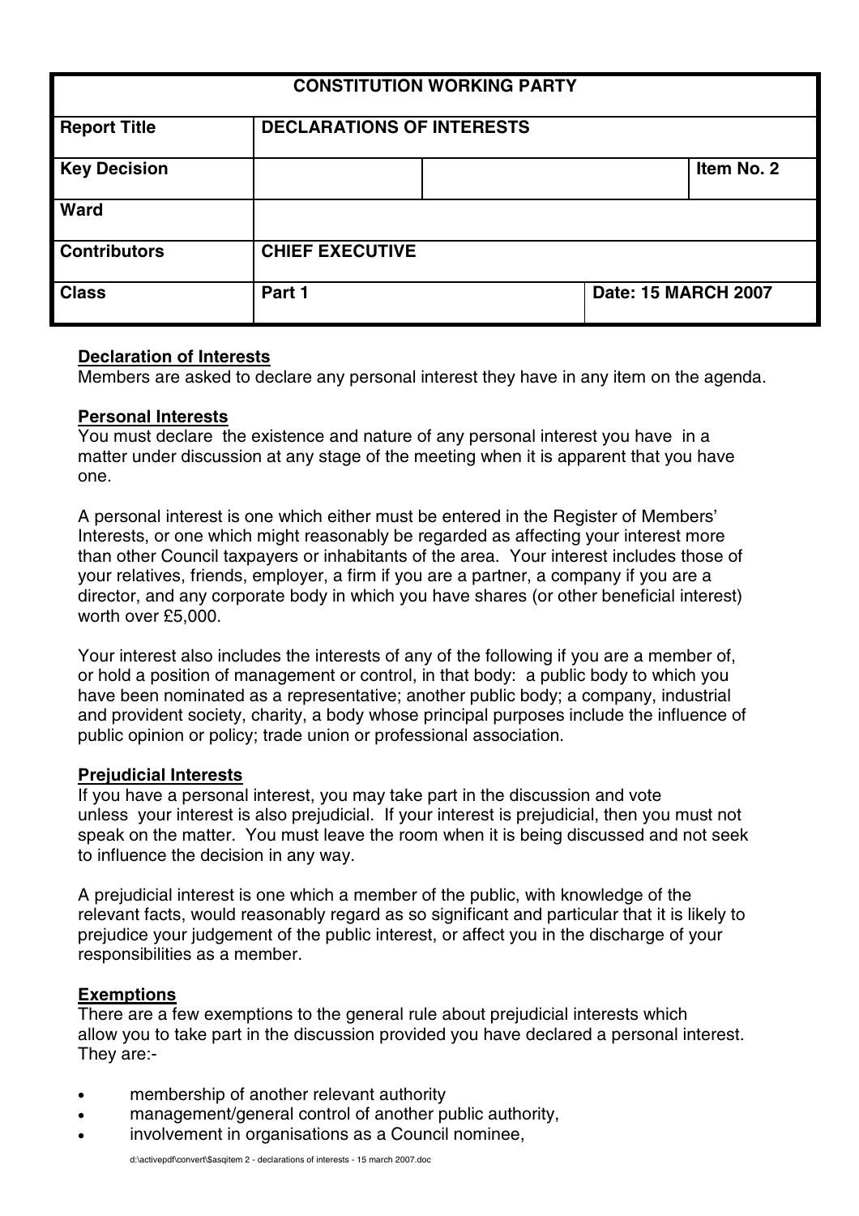| CONSTITUTION WORKING PARTY | | | |
|---|---|---|---|
| **Report Title** | **DECLARATIONS OF INTERESTS** | | |
| **Key Decision** | | | **Item No. 2** |
| **Ward** | | | |
| **Contributors** | **CHIEF EXECUTIVE** | | |
| **Class** | **Part 1** | **Date: 15 MARCH 2007** | |

**Declaration of Interests**
Members are asked to declare any personal interest they have in any item on the agenda.

**Personal Interests**
You must declare the existence and nature of any personal interest you have in a matter under discussion at any stage of the meeting when it is apparent that you have one.

A personal interest is one which either must be entered in the Register of Members' Interests, or one which might reasonably be regarded as affecting your interest more than other Council taxpayers or inhabitants of the area. Your interest includes those of your relatives, friends, employer, a firm if you are a partner, a company if you are a director, and any corporate body in which you have shares (or other beneficial interest) worth over £5,000.

Your interest also includes the interests of any of the following if you are a member of, or hold a position of management or control, in that body: a public body to which you have been nominated as a representative; another public body; a company, industrial and provident society, charity, a body whose principal purposes include the influence of public opinion or policy; trade union or professional association.

**Prejudicial Interests**
If you have a personal interest, you may take part in the discussion and vote unless your interest is also prejudicial. If your interest is prejudicial, then you must not speak on the matter. You must leave the room when it is being discussed and not seek to influence the decision in any way.

A prejudicial interest is one which a member of the public, with knowledge of the relevant facts, would reasonably regard as so significant and particular that it is likely to prejudice your judgement of the public interest, or affect you in the discharge of your responsibilities as a member.

**Exemptions**
There are a few exemptions to the general rule about prejudicial interests which allow you to take part in the discussion provided you have declared a personal interest. They are:-

- membership of another relevant authority
- management/general control of another public authority,
- involvement in organisations as a Council nominee,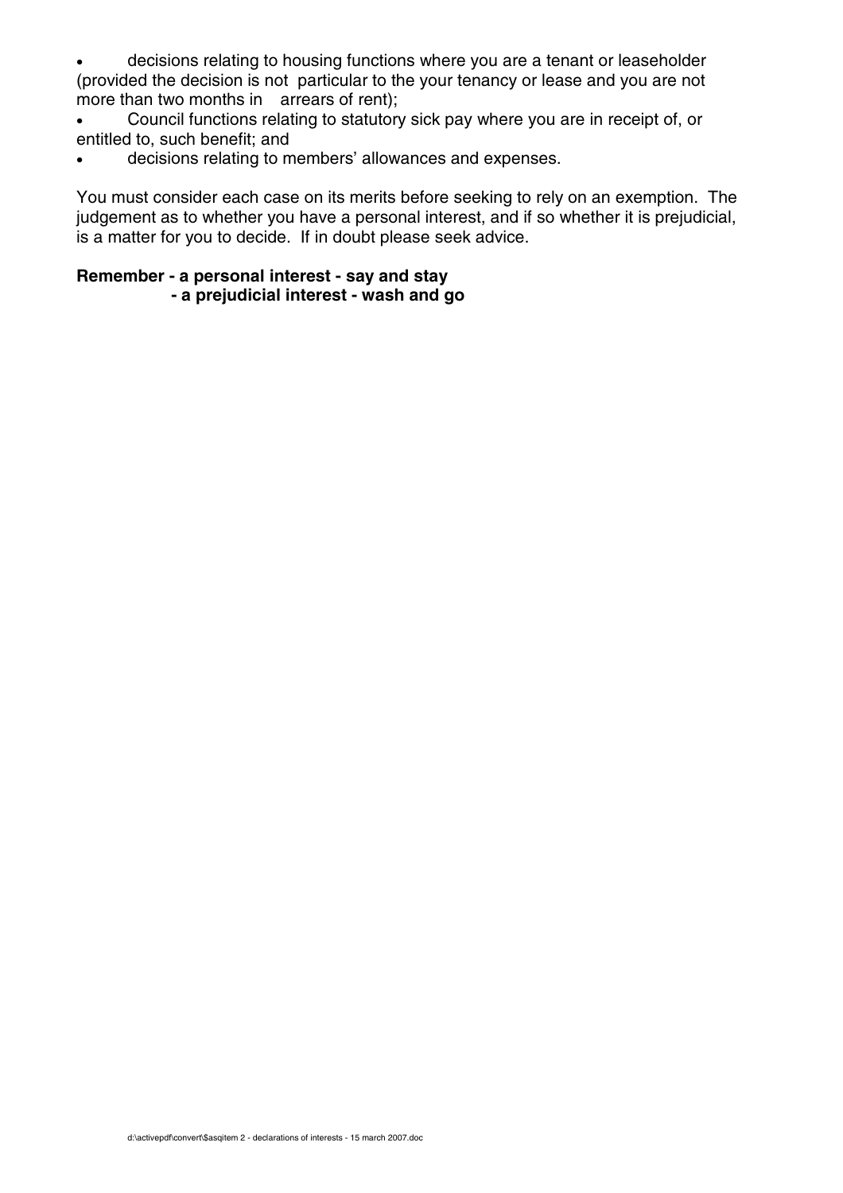- decisions relating to housing functions where you are a tenant or leaseholder (provided the decision is not particular to the your tenancy or lease and you are not more than two months in arrears of rent);
- Council functions relating to statutory sick pay where you are in receipt of, or entitled to, such benefit; and
- decisions relating to members' allowances and expenses.

You must consider each case on its merits before seeking to rely on an exemption. The judgement as to whether you have a personal interest, and if so whether it is prejudicial, is a matter for you to decide. If in doubt please seek advice.

**Remember - a personal interest - say and stay**
**- a prejudicial interest - wash and go**